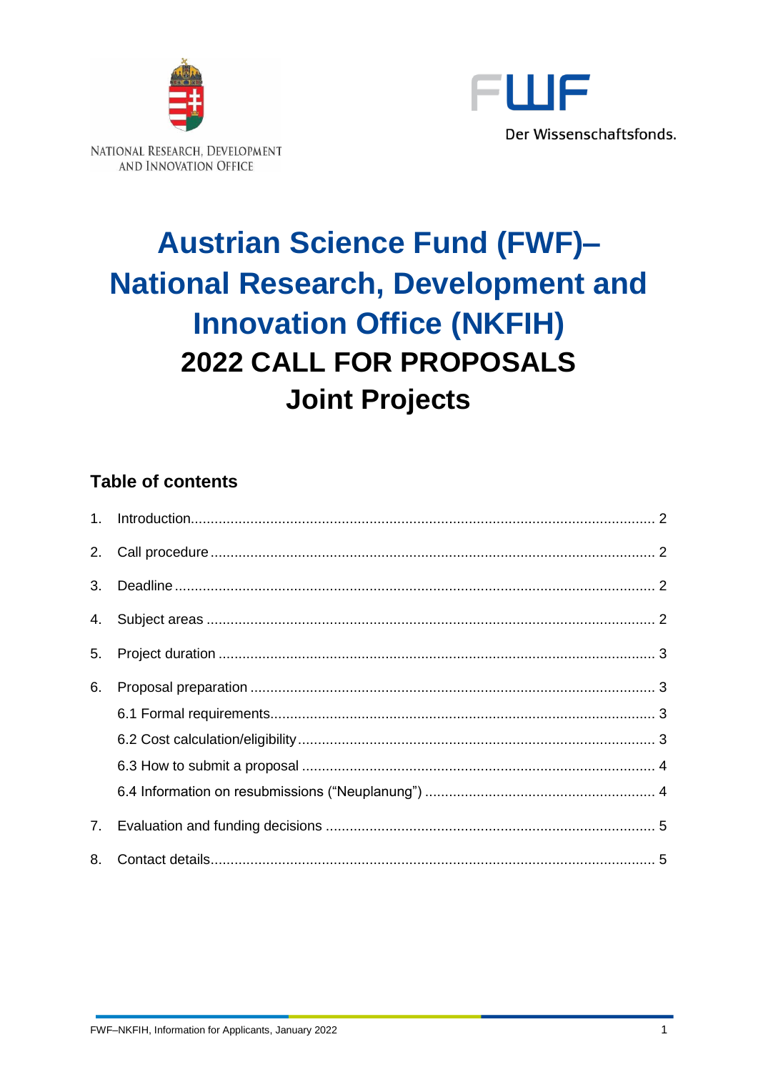NATIONAL RESEARCH, DEVELOPMENT AND INNOVATION OFFICE

Der Wissenschaftsfonds.

# Austrian Science Fund (FWF)– National Research, Development and Innovation Office (NKFIH)

# 2022 CALL FOR PROPOSALS Joint Projects

## Table of contents

1. Introduction .......... 2
2. Call procedure .......... 2
3. Deadline .......... 2
4. Subject areas .......... 2
5. Project duration .......... 3
6. Proposal preparation .......... 3
   - 6.1 Formal requirements .......... 3
   - 6.2 Cost calculation/eligibility .......... 3
   - 6.3 How to submit a proposal .......... 4
   - 6.4 Information on resubmissions ("Neuplanung") .......... 4
7. Evaluation and funding decisions .......... 5
8. Contact details .......... 5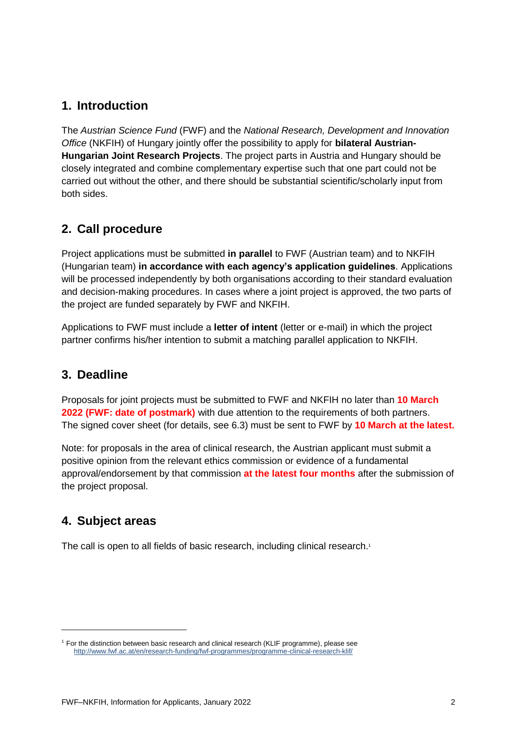## 1. Introduction

The *Austrian Science Fund* (FWF) and the *National Research, Development and Innovation Office* (NKFIH) of Hungary jointly offer the possibility to apply for **bilateral Austrian-Hungarian Joint Research Projects**. The project parts in Austria and Hungary should be closely integrated and combine complementary expertise such that one part could not be carried out without the other, and there should be substantial scientific/scholarly input from both sides.

## 2. Call procedure

Project applications must be submitted **in parallel** to FWF (Austrian team) and to NKFIH (Hungarian team) **in accordance with each agency's application guidelines**. Applications will be processed independently by both organisations according to their standard evaluation and decision-making procedures. In cases where a joint project is approved, the two parts of the project are funded separately by FWF and NKFIH.

Applications to FWF must include a **letter of intent** (letter or e-mail) in which the project partner confirms his/her intention to submit a matching parallel application to NKFIH.

## 3. Deadline

Proposals for joint projects must be submitted to FWF and NKFIH no later than **10 March 2022 (FWF: date of postmark)** with due attention to the requirements of both partners. The signed cover sheet (for details, see 6.3) must be sent to FWF by **10 March at the latest.**

Note: for proposals in the area of clinical research, the Austrian applicant must submit a positive opinion from the relevant ethics commission or evidence of a fundamental approval/endorsement by that commission **at the latest four months** after the submission of the project proposal.

## 4. Subject areas

The call is open to all fields of basic research, including clinical research.[1]

---

[1] For the distinction between basic research and clinical research (KLIF programme), please see http://www.fwf.ac.at/en/research-funding/fwf-programmes/programme-clinical-research-klif/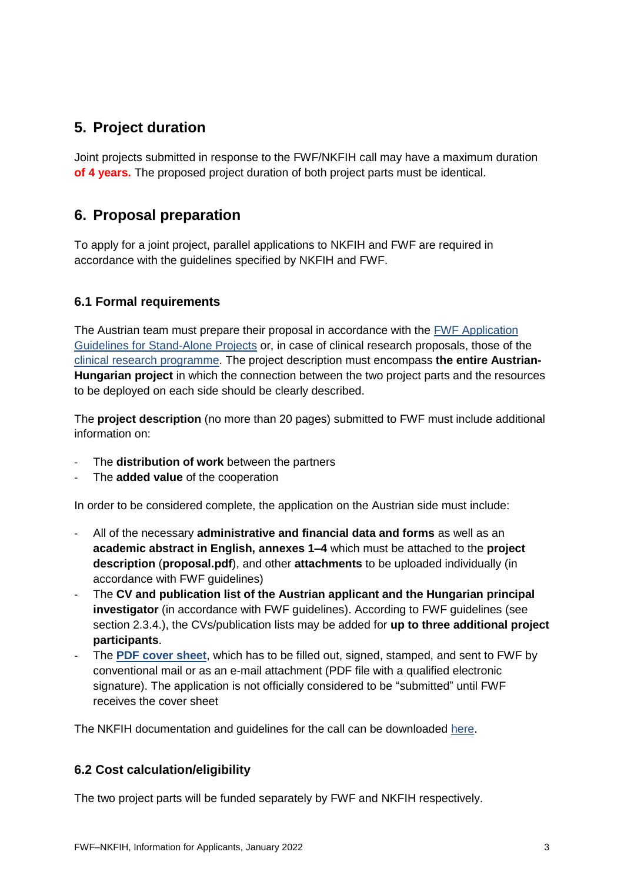## 5. Project duration

Joint projects submitted in response to the FWF/NKFIH call may have a maximum duration **of 4 years.** The proposed project duration of both project parts must be identical.

## 6. Proposal preparation

To apply for a joint project, parallel applications to NKFIH and FWF are required in accordance with the guidelines specified by NKFIH and FWF.

### 6.1 Formal requirements

The Austrian team must prepare their proposal in accordance with the FWF Application Guidelines for Stand-Alone Projects or, in case of clinical research proposals, those of the clinical research programme. The project description must encompass **the entire Austrian-Hungarian project** in which the connection between the two project parts and the resources to be deployed on each side should be clearly described.

The **project description** (no more than 20 pages) submitted to FWF must include additional information on:

- The **distribution of work** between the partners
- The **added value** of the cooperation

In order to be considered complete, the application on the Austrian side must include:

- All of the necessary **administrative and financial data and forms** as well as an **academic abstract in English, annexes 1–4** which must be attached to the **project description** (**proposal.pdf**), and other **attachments** to be uploaded individually (in accordance with FWF guidelines)
- The **CV and publication list of the Austrian applicant and the Hungarian principal investigator** (in accordance with FWF guidelines). According to FWF guidelines (see section 2.3.4.), the CVs/publication lists may be added for **up to three additional project participants**.
- The **PDF cover sheet**, which has to be filled out, signed, stamped, and sent to FWF by conventional mail or as an e-mail attachment (PDF file with a qualified electronic signature). The application is not officially considered to be "submitted" until FWF receives the cover sheet

The NKFIH documentation and guidelines for the call can be downloaded here.

### 6.2 Cost calculation/eligibility

The two project parts will be funded separately by FWF and NKFIH respectively.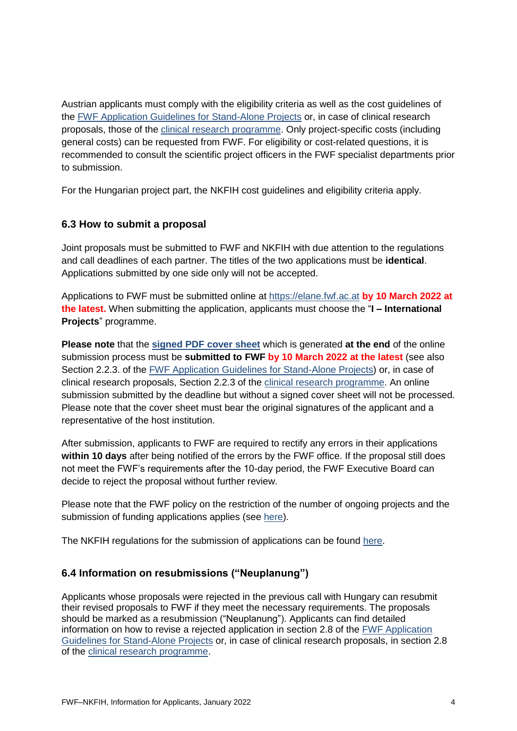Austrian applicants must comply with the eligibility criteria as well as the cost guidelines of the FWF Application Guidelines for Stand-Alone Projects or, in case of clinical research proposals, those of the clinical research programme. Only project-specific costs (including general costs) can be requested from FWF. For eligibility or cost-related questions, it is recommended to consult the scientific project officers in the FWF specialist departments prior to submission.

For the Hungarian project part, the NKFIH cost guidelines and eligibility criteria apply.

### 6.3 How to submit a proposal

Joint proposals must be submitted to FWF and NKFIH with due attention to the regulations and call deadlines of each partner. The titles of the two applications must be **identical**. Applications submitted by one side only will not be accepted.

Applications to FWF must be submitted online at https://elane.fwf.ac.at **by 10 March 2022 at the latest.** When submitting the application, applicants must choose the "**I – International Projects**" programme.

**Please note** that the **signed PDF cover sheet** which is generated **at the end** of the online submission process must be **submitted to FWF by 10 March 2022 at the latest** (see also Section 2.2.3. of the FWF Application Guidelines for Stand-Alone Projects) or, in case of clinical research proposals, Section 2.2.3 of the clinical research programme. An online submission submitted by the deadline but without a signed cover sheet will not be processed. Please note that the cover sheet must bear the original signatures of the applicant and a representative of the host institution.

After submission, applicants to FWF are required to rectify any errors in their applications **within 10 days** after being notified of the errors by the FWF office. If the proposal still does not meet the FWF's requirements after the 10-day period, the FWF Executive Board can decide to reject the proposal without further review.

Please note that the FWF policy on the restriction of the number of ongoing projects and the submission of funding applications applies (see here).

The NKFIH regulations for the submission of applications can be found here.

### 6.4 Information on resubmissions ("Neuplanung")

Applicants whose proposals were rejected in the previous call with Hungary can resubmit their revised proposals to FWF if they meet the necessary requirements. The proposals should be marked as a resubmission ("Neuplanung"). Applicants can find detailed information on how to revise a rejected application in section 2.8 of the FWF Application Guidelines for Stand-Alone Projects or, in case of clinical research proposals, in section 2.8 of the clinical research programme.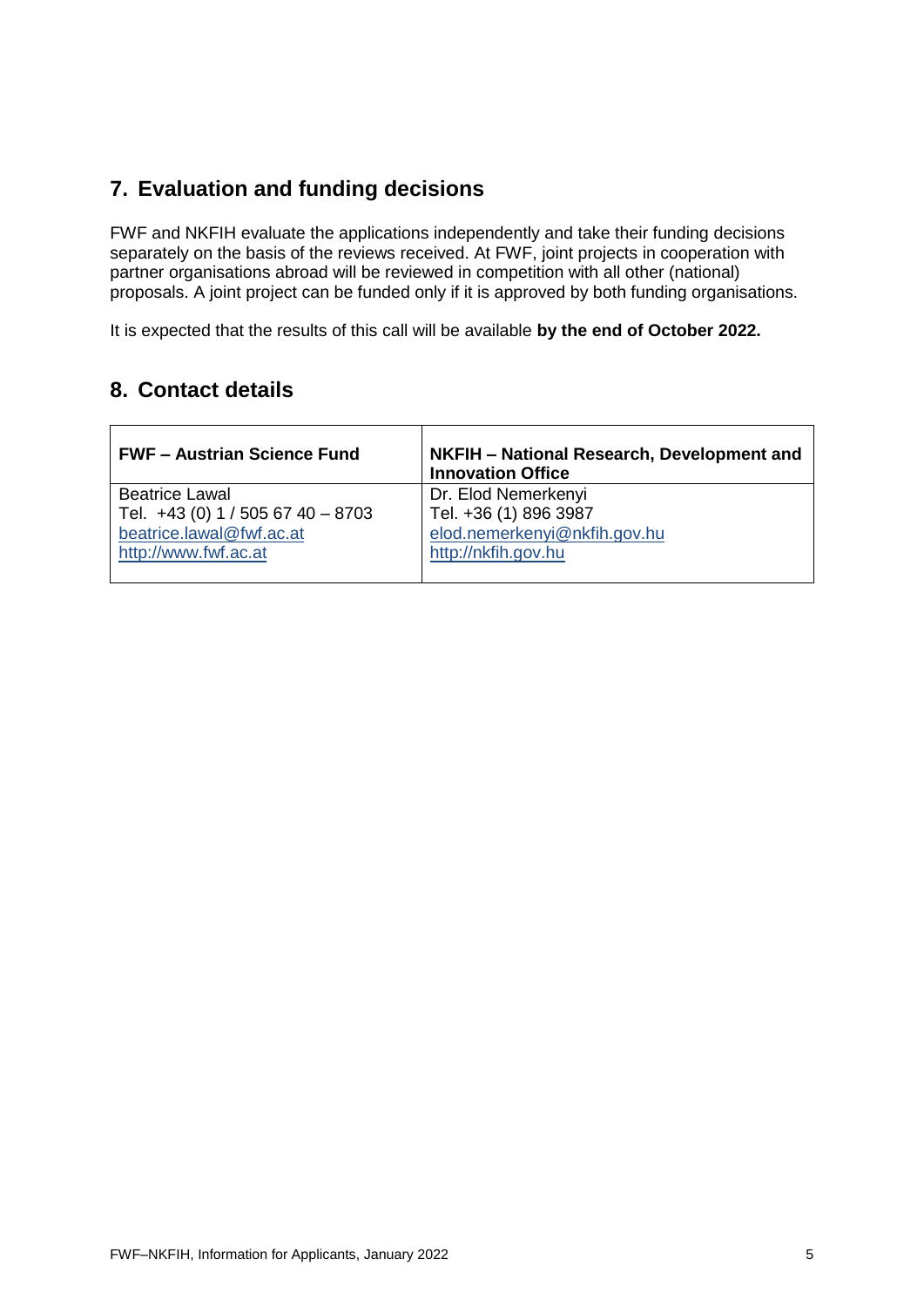## 7. Evaluation and funding decisions

FWF and NKFIH evaluate the applications independently and take their funding decisions separately on the basis of the reviews received. At FWF, joint projects in cooperation with partner organisations abroad will be reviewed in competition with all other (national) proposals. A joint project can be funded only if it is approved by both funding organisations.

It is expected that the results of this call will be available **by the end of October 2022.**

## 8. Contact details

| **FWF – Austrian Science Fund** | **NKFIH – National Research, Development and Innovation Office** |
|---|---|
| Beatrice Lawal<br>Tel. +43 (0) 1 / 505 67 40 – 8703<br>beatrice.lawal@fwf.ac.at<br>http://www.fwf.ac.at | Dr. Elod Nemerkenyi<br>Tel. +36 (1) 896 3987<br>elod.nemerkenyi@nkfih.gov.hu<br>http://nkfih.gov.hu |